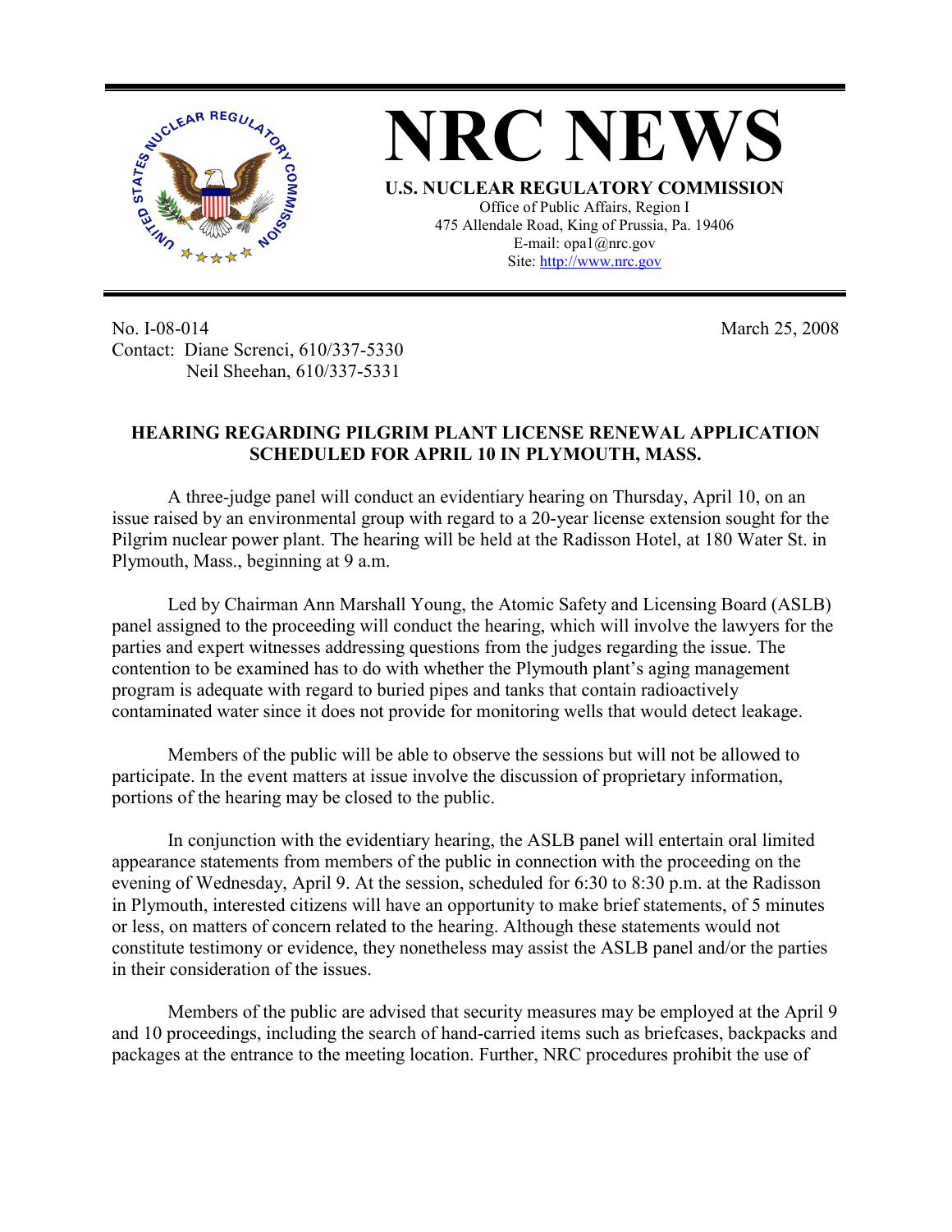# NRC NEWS

**U.S. NUCLEAR REGULATORY COMMISSION**

Office of Public Affairs, Region I
475 Allendale Road, King of Prussia, Pa. 19406
E-mail: opa1@nrc.gov
Site: http://www.nrc.gov

No. I-08-014
Contact: Diane Screnci, 610/337-5330
Neil Sheehan, 610/337-5331

March 25, 2008

**HEARING REGARDING PILGRIM PLANT LICENSE RENEWAL APPLICATION SCHEDULED FOR APRIL 10 IN PLYMOUTH, MASS.**

A three-judge panel will conduct an evidentiary hearing on Thursday, April 10, on an issue raised by an environmental group with regard to a 20-year license extension sought for the Pilgrim nuclear power plant. The hearing will be held at the Radisson Hotel, at 180 Water St. in Plymouth, Mass., beginning at 9 a.m.

Led by Chairman Ann Marshall Young, the Atomic Safety and Licensing Board (ASLB) panel assigned to the proceeding will conduct the hearing, which will involve the lawyers for the parties and expert witnesses addressing questions from the judges regarding the issue. The contention to be examined has to do with whether the Plymouth plant's aging management program is adequate with regard to buried pipes and tanks that contain radioactively contaminated water since it does not provide for monitoring wells that would detect leakage.

Members of the public will be able to observe the sessions but will not be allowed to participate. In the event matters at issue involve the discussion of proprietary information, portions of the hearing may be closed to the public.

In conjunction with the evidentiary hearing, the ASLB panel will entertain oral limited appearance statements from members of the public in connection with the proceeding on the evening of Wednesday, April 9. At the session, scheduled for 6:30 to 8:30 p.m. at the Radisson in Plymouth, interested citizens will have an opportunity to make brief statements, of 5 minutes or less, on matters of concern related to the hearing. Although these statements would not constitute testimony or evidence, they nonetheless may assist the ASLB panel and/or the parties in their consideration of the issues.

Members of the public are advised that security measures may be employed at the April 9 and 10 proceedings, including the search of hand-carried items such as briefcases, backpacks and packages at the entrance to the meeting location. Further, NRC procedures prohibit the use of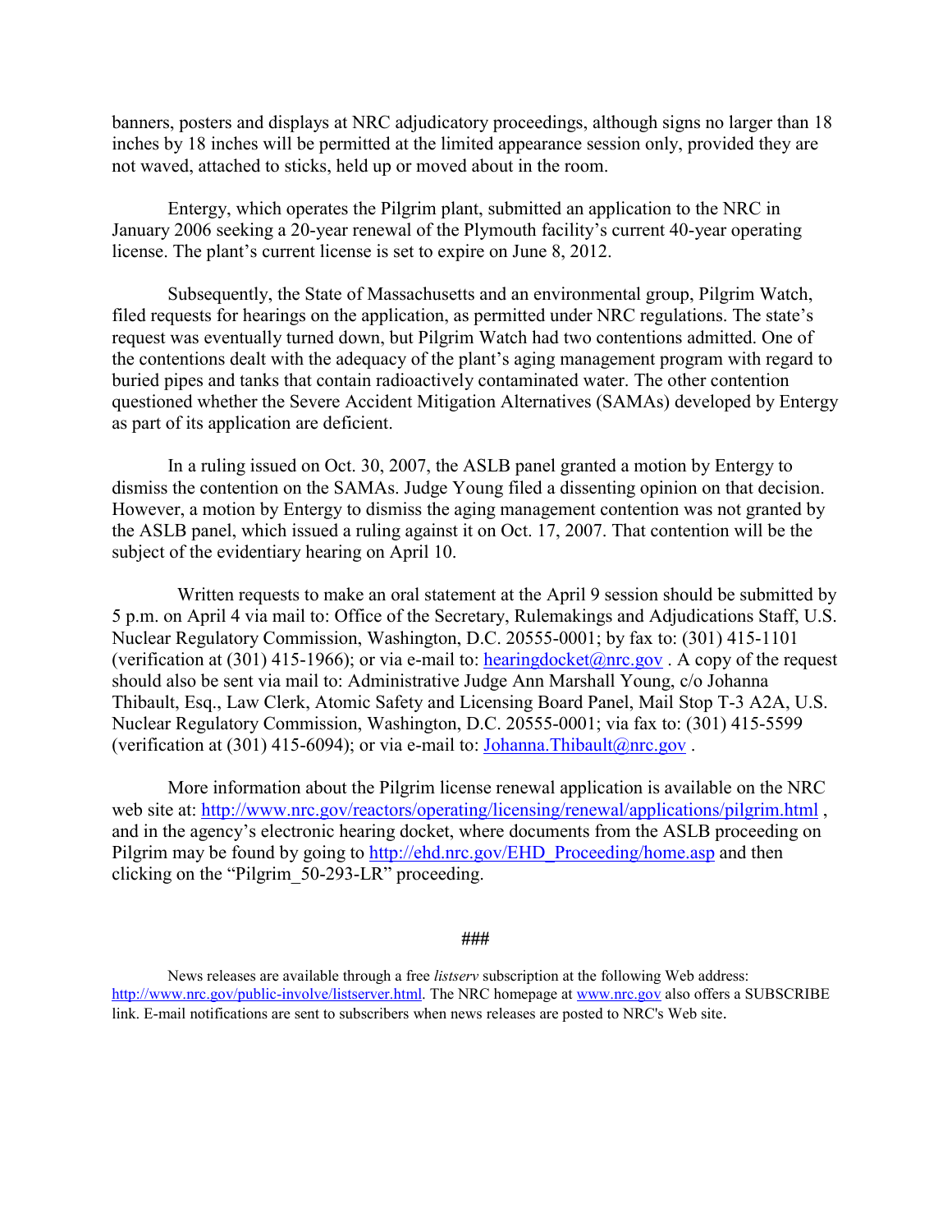banners, posters and displays at NRC adjudicatory proceedings, although signs no larger than 18 inches by 18 inches will be permitted at the limited appearance session only, provided they are not waved, attached to sticks, held up or moved about in the room.

Entergy, which operates the Pilgrim plant, submitted an application to the NRC in January 2006 seeking a 20-year renewal of the Plymouth facility's current 40-year operating license. The plant's current license is set to expire on June 8, 2012.

Subsequently, the State of Massachusetts and an environmental group, Pilgrim Watch, filed requests for hearings on the application, as permitted under NRC regulations. The state's request was eventually turned down, but Pilgrim Watch had two contentions admitted. One of the contentions dealt with the adequacy of the plant's aging management program with regard to buried pipes and tanks that contain radioactively contaminated water. The other contention questioned whether the Severe Accident Mitigation Alternatives (SAMAs) developed by Entergy as part of its application are deficient.

In a ruling issued on Oct. 30, 2007, the ASLB panel granted a motion by Entergy to dismiss the contention on the SAMAs. Judge Young filed a dissenting opinion on that decision. However, a motion by Entergy to dismiss the aging management contention was not granted by the ASLB panel, which issued a ruling against it on Oct. 17, 2007. That contention will be the subject of the evidentiary hearing on April 10.

Written requests to make an oral statement at the April 9 session should be submitted by 5 p.m. on April 4 via mail to: Office of the Secretary, Rulemakings and Adjudications Staff, U.S. Nuclear Regulatory Commission, Washington, D.C. 20555-0001; by fax to: (301) 415-1101 (verification at (301) 415-1966); or via e-mail to: hearingdocket@nrc.gov . A copy of the request should also be sent via mail to: Administrative Judge Ann Marshall Young, c/o Johanna Thibault, Esq., Law Clerk, Atomic Safety and Licensing Board Panel, Mail Stop T-3 A2A, U.S. Nuclear Regulatory Commission, Washington, D.C. 20555-0001; via fax to: (301) 415-5599 (verification at (301) 415-6094); or via e-mail to: Johanna.Thibault@nrc.gov .

More information about the Pilgrim license renewal application is available on the NRC web site at: http://www.nrc.gov/reactors/operating/licensing/renewal/applications/pilgrim.html , and in the agency's electronic hearing docket, where documents from the ASLB proceeding on Pilgrim may be found by going to http://ehd.nrc.gov/EHD_Proceeding/home.asp and then clicking on the "Pilgrim_50-293-LR" proceeding.

###

News releases are available through a free *listserv* subscription at the following Web address: http://www.nrc.gov/public-involve/listserver.html. The NRC homepage at www.nrc.gov also offers a SUBSCRIBE link. E-mail notifications are sent to subscribers when news releases are posted to NRC's Web site.